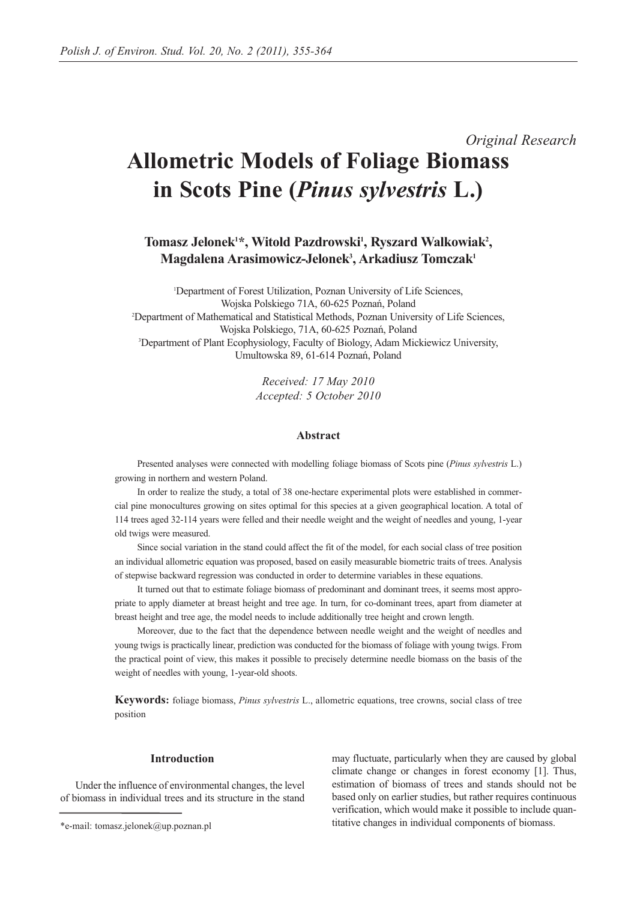*Original Research*

# Allometric Models of Foliage Biomass in Scots Pine (*Pinus sylvestris* L.)

**Tomasz Jelonek[1]*, Witold Pazdrowski[1], Ryszard Walkowiak[2], Magdalena Arasimowicz-Jelonek[3], Arkadiusz Tomczak[1]**

[1]Department of Forest Utilization, Poznan University of Life Sciences, Wojska Polskiego 71A, 60-625 Poznań, Poland
[2]Department of Mathematical and Statistical Methods, Poznan University of Life Sciences, Wojska Polskiego, 71A, 60-625 Poznań, Poland
[3]Department of Plant Ecophysiology, Faculty of Biology, Adam Mickiewicz University, Umultowska 89, 61-614 Poznań, Poland

*Received: 17 May 2010*
*Accepted: 5 October 2010*

### Abstract

Presented analyses were connected with modelling foliage biomass of Scots pine (*Pinus sylvestris* L.) growing in northern and western Poland.

In order to realize the study, a total of 38 one-hectare experimental plots were established in commercial pine monocultures growing on sites optimal for this species at a given geographical location. A total of 114 trees aged 32-114 years were felled and their needle weight and the weight of needles and young, 1-year old twigs were measured.

Since social variation in the stand could affect the fit of the model, for each social class of tree position an individual allometric equation was proposed, based on easily measurable biometric traits of trees. Analysis of stepwise backward regression was conducted in order to determine variables in these equations.

It turned out that to estimate foliage biomass of predominant and dominant trees, it seems most appropriate to apply diameter at breast height and tree age. In turn, for co-dominant trees, apart from diameter at breast height and tree age, the model needs to include additionally tree height and crown length.

Moreover, due to the fact that the dependence between needle weight and the weight of needles and young twigs is practically linear, prediction was conducted for the biomass of foliage with young twigs. From the practical point of view, this makes it possible to precisely determine needle biomass on the basis of the weight of needles with young, 1-year-old shoots.

**Keywords:** foliage biomass, *Pinus sylvestris* L., allometric equations, tree crowns, social class of tree position

### Introduction

Under the influence of environmental changes, the level of biomass in individual trees and its structure in the stand may fluctuate, particularly when they are caused by global climate change or changes in forest economy [1]. Thus, estimation of biomass of trees and stands should not be based only on earlier studies, but rather requires continuous verification, which would make it possible to include quantitative changes in individual components of biomass.

*e-mail: tomasz.jelonek@up.poznan.pl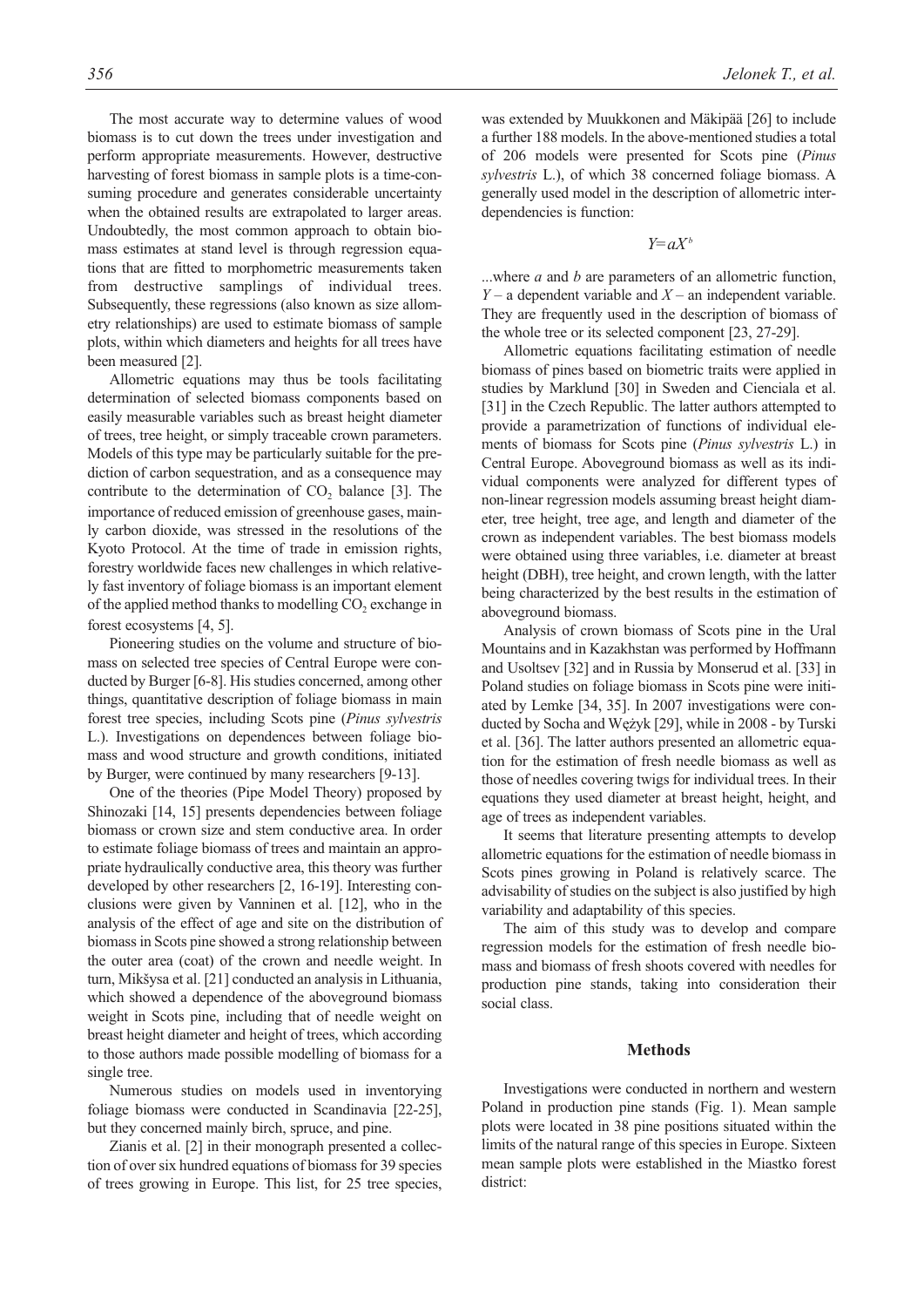The most accurate way to determine values of wood biomass is to cut down the trees under investigation and perform appropriate measurements. However, destructive harvesting of forest biomass in sample plots is a time-consuming procedure and generates considerable uncertainty when the obtained results are extrapolated to larger areas. Undoubtedly, the most common approach to obtain biomass estimates at stand level is through regression equations that are fitted to morphometric measurements taken from destructive samplings of individual trees. Subsequently, these regressions (also known as size allometry relationships) are used to estimate biomass of sample plots, within which diameters and heights for all trees have been measured [2].

Allometric equations may thus be tools facilitating determination of selected biomass components based on easily measurable variables such as breast height diameter of trees, tree height, or simply traceable crown parameters. Models of this type may be particularly suitable for the prediction of carbon sequestration, and as a consequence may contribute to the determination of $CO_2$ balance [3]. The importance of reduced emission of greenhouse gases, mainly carbon dioxide, was stressed in the resolutions of the Kyoto Protocol. At the time of trade in emission rights, forestry worldwide faces new challenges in which relatively fast inventory of foliage biomass is an important element of the applied method thanks to modelling $CO_2$ exchange in forest ecosystems [4, 5].

Pioneering studies on the volume and structure of biomass on selected tree species of Central Europe were conducted by Burger [6-8]. His studies concerned, among other things, quantitative description of foliage biomass in main forest tree species, including Scots pine (*Pinus sylvestris* L.). Investigations on dependences between foliage biomass and wood structure and growth conditions, initiated by Burger, were continued by many researchers [9-13].

One of the theories (Pipe Model Theory) proposed by Shinozaki [14, 15] presents dependencies between foliage biomass or crown size and stem conductive area. In order to estimate foliage biomass of trees and maintain an appropriate hydraulically conductive area, this theory was further developed by other researchers [2, 16-19]. Interesting conclusions were given by Vanninen et al. [12], who in the analysis of the effect of age and site on the distribution of biomass in Scots pine showed a strong relationship between the outer area (coat) of the crown and needle weight. In turn, Mikšysa et al. [21] conducted an analysis in Lithuania, which showed a dependence of the aboveground biomass weight in Scots pine, including that of needle weight on breast height diameter and height of trees, which according to those authors made possible modelling of biomass for a single tree.

Numerous studies on models used in inventorying foliage biomass were conducted in Scandinavia [22-25], but they concerned mainly birch, spruce, and pine.

Zianis et al. [2] in their monograph presented a collection of over six hundred equations of biomass for 39 species of trees growing in Europe. This list, for 25 tree species, was extended by Muukkonen and Mäkipää [26] to include a further 188 models. In the above-mentioned studies a total of 206 models were presented for Scots pine (*Pinus sylvestris* L.), of which 38 concerned foliage biomass. A generally used model in the description of allometric interdependencies is function:

$$Y = aX^b$$

...where $a$ and $b$ are parameters of an allometric function, $Y$ – a dependent variable and $X$ – an independent variable. They are frequently used in the description of biomass of the whole tree or its selected component [23, 27-29].

Allometric equations facilitating estimation of needle biomass of pines based on biometric traits were applied in studies by Marklund [30] in Sweden and Cienciala et al. [31] in the Czech Republic. The latter authors attempted to provide a parametrization of functions of individual elements of biomass for Scots pine (*Pinus sylvestris* L.) in Central Europe. Aboveground biomass as well as its individual components were analyzed for different types of non-linear regression models assuming breast height diameter, tree height, tree age, and length and diameter of the crown as independent variables. The best biomass models were obtained using three variables, i.e. diameter at breast height (DBH), tree height, and crown length, with the latter being characterized by the best results in the estimation of aboveground biomass.

Analysis of crown biomass of Scots pine in the Ural Mountains and in Kazakhstan was performed by Hoffmann and Usoltsev [32] and in Russia by Monserud et al. [33] in Poland studies on foliage biomass in Scots pine were initiated by Lemke [34, 35]. In 2007 investigations were conducted by Socha and Wężyk [29], while in 2008 - by Turski et al. [36]. The latter authors presented an allometric equation for the estimation of fresh needle biomass as well as those of needles covering twigs for individual trees. In their equations they used diameter at breast height, height, and age of trees as independent variables.

It seems that literature presenting attempts to develop allometric equations for the estimation of needle biomass in Scots pines growing in Poland is relatively scarce. The advisability of studies on the subject is also justified by high variability and adaptability of this species.

The aim of this study was to develop and compare regression models for the estimation of fresh needle biomass and biomass of fresh shoots covered with needles for production pine stands, taking into consideration their social class.

## Methods

Investigations were conducted in northern and western Poland in production pine stands (Fig. 1). Mean sample plots were located in 38 pine positions situated within the limits of the natural range of this species in Europe. Sixteen mean sample plots were established in the Miastko forest district: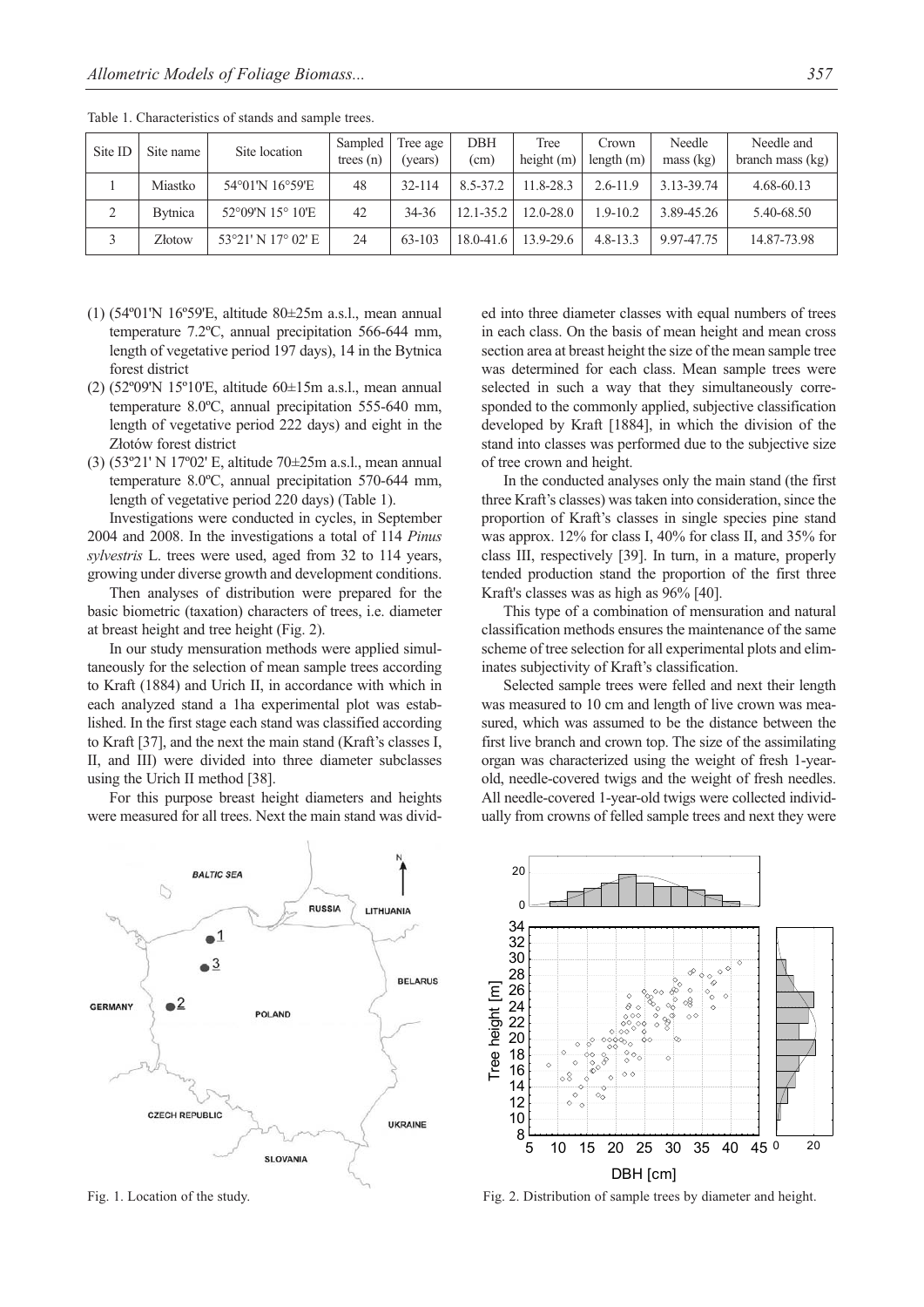Table 1. Characteristics of stands and sample trees.

| Site ID | Site name | Site location | Sampled trees (n) | Tree age (years) | DBH (cm) | Tree height (m) | Crown length (m) | Needle mass (kg) | Needle and branch mass (kg) |
|---|---|---|---|---|---|---|---|---|---|
| 1 | Miastko | 54°01'N 16°59'E | 48 | 32-114 | 8.5-37.2 | 11.8-28.3 | 2.6-11.9 | 3.13-39.74 | 4.68-60.13 |
| 2 | Bytnica | 52°09'N 15° 10'E | 42 | 34-36 | 12.1-35.2 | 12.0-28.0 | 1.9-10.2 | 3.89-45.26 | 5.40-68.50 |
| 3 | Złotow | 53°21' N 17° 02' E | 24 | 63-103 | 18.0-41.6 | 13.9-29.6 | 4.8-13.3 | 9.97-47.75 | 14.87-73.98 |

(1) (54º01'N 16º59'E, altitude 80±25m a.s.l., mean annual temperature 7.2ºC, annual precipitation 566-644 mm, length of vegetative period 197 days), 14 in the Bytnica forest district

(2) (52º09'N 15º10'E, altitude 60±15m a.s.l., mean annual temperature 8.0ºC, annual precipitation 555-640 mm, length of vegetative period 222 days) and eight in the Złotów forest district

(3) (53º21' N 17º02' E, altitude 70±25m a.s.l., mean annual temperature 8.0ºC, annual precipitation 570-644 mm, length of vegetative period 220 days) (Table 1).

Investigations were conducted in cycles, in September 2004 and 2008. In the investigations a total of 114 *Pinus sylvestris* L. trees were used, aged from 32 to 114 years, growing under diverse growth and development conditions.

Then analyses of distribution were prepared for the basic biometric (taxation) characters of trees, i.e. diameter at breast height and tree height (Fig. 2).

In our study mensuration methods were applied simultaneously for the selection of mean sample trees according to Kraft (1884) and Urich II, in accordance with which in each analyzed stand a 1ha experimental plot was established. In the first stage each stand was classified according to Kraft [37], and the next the main stand (Kraft's classes I, II, and III) were divided into three diameter subclasses using the Urich II method [38].

For this purpose breast height diameters and heights were measured for all trees. Next the main stand was divided into three diameter classes with equal numbers of trees in each class. On the basis of mean height and mean cross section area at breast height the size of the mean sample tree was determined for each class. Mean sample trees were selected in such a way that they simultaneously corresponded to the commonly applied, subjective classification developed by Kraft [1884], in which the division of the stand into classes was performed due to the subjective size of tree crown and height.

In the conducted analyses only the main stand (the first three Kraft's classes) was taken into consideration, since the proportion of Kraft's classes in single species pine stand was approx. 12% for class I, 40% for class II, and 35% for class III, respectively [39]. In turn, in a mature, properly tended production stand the proportion of the first three Kraft's classes was as high as 96% [40].

This type of a combination of mensuration and natural classification methods ensures the maintenance of the same scheme of tree selection for all experimental plots and eliminates subjectivity of Kraft's classification.

Selected sample trees were felled and next their length was measured to 10 cm and length of live crown was measured, which was assumed to be the distance between the first live branch and crown top. The size of the assimilating organ was characterized using the weight of fresh 1-year-old, needle-covered twigs and the weight of fresh needles. All needle-covered 1-year-old twigs were collected individually from crowns of felled sample trees and next they were

Fig. 1. Location of the study.

Fig. 2. Distribution of sample trees by diameter and height.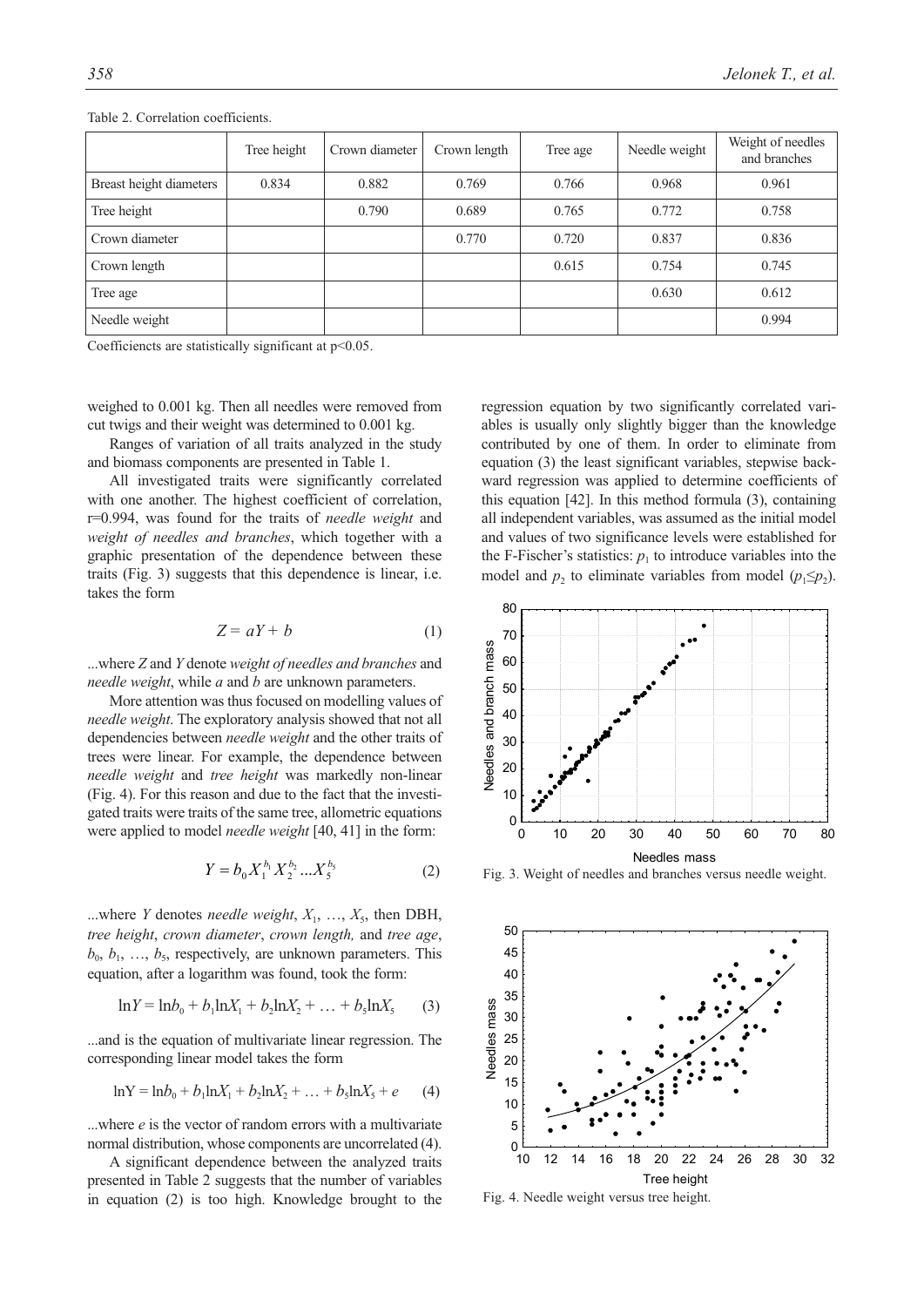Table 2. Correlation coefficients.

| | Tree height | Crown diameter | Crown length | Tree age | Needle weight | Weight of needles and branches |
|---|---|---|---|---|---|---|
| Breast height diameters | 0.834 | 0.882 | 0.769 | 0.766 | 0.968 | 0.961 |
| Tree height | | 0.790 | 0.689 | 0.765 | 0.772 | 0.758 |
| Crown diameter | | | 0.770 | 0.720 | 0.837 | 0.836 |
| Crown length | | | | 0.615 | 0.754 | 0.745 |
| Tree age | | | | | 0.630 | 0.612 |
| Needle weight | | | | | | 0.994 |

Coefficiencts are statistically significant at $p<0.05$.

weighed to 0.001 kg. Then all needles were removed from cut twigs and their weight was determined to 0.001 kg.

Ranges of variation of all traits analyzed in the study and biomass components are presented in Table 1.

All investigated traits were significantly correlated with one another. The highest coefficient of correlation, r=0.994, was found for the traits of *needle weight* and *weight of needles and branches*, which together with a graphic presentation of the dependence between these traits (Fig. 3) suggests that this dependence is linear, i.e. takes the form

$$Z = aY + b \tag{1}$$

...where *Z* and *Y* denote *weight of needles and branches* and *needle weight*, while *a* and *b* are unknown parameters.

More attention was thus focused on modelling values of *needle weight*. The exploratory analysis showed that not all dependencies between *needle weight* and the other traits of trees were linear. For example, the dependence between *needle weight* and *tree height* was markedly non-linear (Fig. 4). For this reason and due to the fact that the investigated traits were traits of the same tree, allometric equations were applied to model *needle weight* [40, 41] in the form:

$$Y = b_0 X_1^{b_1} X_2^{b_2} ... X_5^{b_5} \tag{2}$$

...where *Y* denotes *needle weight*, $X_1$, …, $X_5$, then DBH, *tree height*, *crown diameter*, *crown length,* and *tree age*, $b_0$, $b_1$, …, $b_5$, respectively, are unknown parameters. This equation, after a logarithm was found, took the form:

$$\ln Y = \ln b_0 + b_1 \ln X_1 + b_2 \ln X_2 + \ldots + b_5 \ln X_5 \tag{3}$$

...and is the equation of multivariate linear regression. The corresponding linear model takes the form

$$\ln Y = \ln b_0 + b_1 \ln X_1 + b_2 \ln X_2 + \ldots + b_5 \ln X_5 + e \tag{4}$$

...where *e* is the vector of random errors with a multivariate normal distribution, whose components are uncorrelated (4).

A significant dependence between the analyzed traits presented in Table 2 suggests that the number of variables in equation (2) is too high. Knowledge brought to the regression equation by two significantly correlated variables is usually only slightly bigger than the knowledge contributed by one of them. In order to eliminate from equation (3) the least significant variables, stepwise backward regression was applied to determine coefficients of this equation [42]. In this method formula (3), containing all independent variables, was assumed as the initial model and values of two significance levels were established for the F-Fischer's statistics: $p_1$ to introduce variables into the model and $p_2$ to eliminate variables from model ($p_1 \leq p_2$).

Fig. 3. Weight of needles and branches versus needle weight.

Fig. 4. Needle weight versus tree height.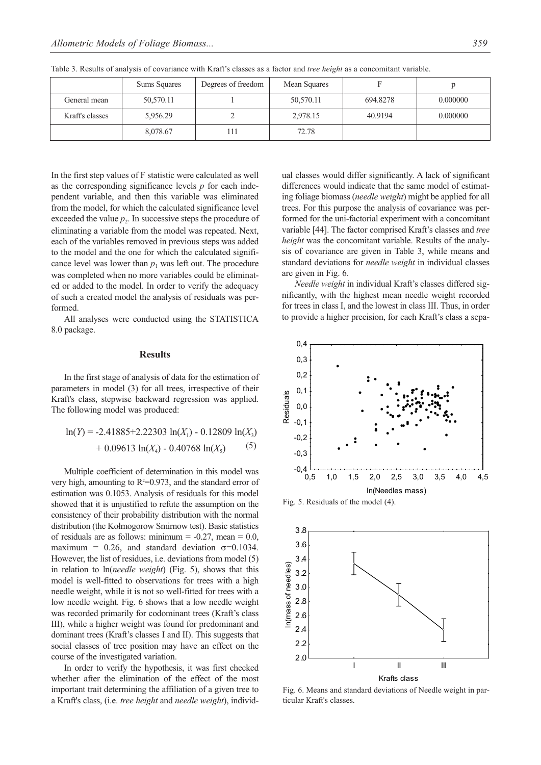Table 3. Results of analysis of covariance with Kraft's classes as a factor and *tree height* as a concomitant variable.

| | Sums Squares | Degrees of freedom | Mean Squares | F | p |
|---|---|---|---|---|---|
| General mean | 50,570.11 | 1 | 50,570.11 | 694.8278 | 0.000000 |
| Kraft's classes | 5,956.29 | 2 | 2,978.15 | 40.9194 | 0.000000 |
| | 8,078.67 | 111 | 72.78 | | |

In the first step values of F statistic were calculated as well as the corresponding significance levels $p$ for each independent variable, and then this variable was eliminated from the model, for which the calculated significance level exceeded the value $p_2$. In successive steps the procedure of eliminating a variable from the model was repeated. Next, each of the variables removed in previous steps was added to the model and the one for which the calculated significance level was lower than $p_1$ was left out. The procedure was completed when no more variables could be eliminated or added to the model. In order to verify the adequacy of such a created model the analysis of residuals was performed.

All analyses were conducted using the STATISTICA 8.0 package.

## Results

In the first stage of analysis of data for the estimation of parameters in model (3) for all trees, irrespective of their Kraft's class, stepwise backward regression was applied. The following model was produced:

$$\ln(Y) = -2.41885+2.22303 \ln(X_1) - 0.12809 \ln(X_3) + 0.09613 \ln(X_4) - 0.40768 \ln(X_5) \quad (5)$$

Multiple coefficient of determination in this model was very high, amounting to $R^2$=0.973, and the standard error of estimation was 0.1053. Analysis of residuals for this model showed that it is unjustified to refute the assumption on the consistency of their probability distribution with the normal distribution (the Kołmogorow Smirnow test). Basic statistics of residuals are as follows: minimum = -0.27, mean = 0.0, maximum = 0.26, and standard deviation $\sigma$=0.1034. However, the list of residues, i.e. deviations from model (5) in relation to ln(*needle weight*) (Fig. 5), shows that this model is well-fitted to observations for trees with a high needle weight, while it is not so well-fitted for trees with a low needle weight. Fig. 6 shows that a low needle weight was recorded primarily for codominant trees (Kraft's class III), while a higher weight was found for predominant and dominant trees (Kraft's classes I and II). This suggests that social classes of tree position may have an effect on the course of the investigated variation.

In order to verify the hypothesis, it was first checked whether after the elimination of the effect of the most important trait determining the affiliation of a given tree to a Kraft's class, (i.e. *tree height* and *needle weight*), individual classes would differ significantly. A lack of significant differences would indicate that the same model of estimating foliage biomass (*needle weight*) might be applied for all trees. For this purpose the analysis of covariance was performed for the uni-factorial experiment with a concomitant variable [44]. The factor comprised Kraft's classes and *tree height* was the concomitant variable. Results of the analysis of covariance are given in Table 3, while means and standard deviations for *needle weight* in individual classes are given in Fig. 6.

*Needle weight* in individual Kraft's classes differed significantly, with the highest mean needle weight recorded for trees in class I, and the lowest in class III. Thus, in order to provide a higher precision, for each Kraft's class a sepa-

Fig. 5. Residuals of the model (4).

Fig. 6. Means and standard deviations of Needle weight in particular Kraft's classes.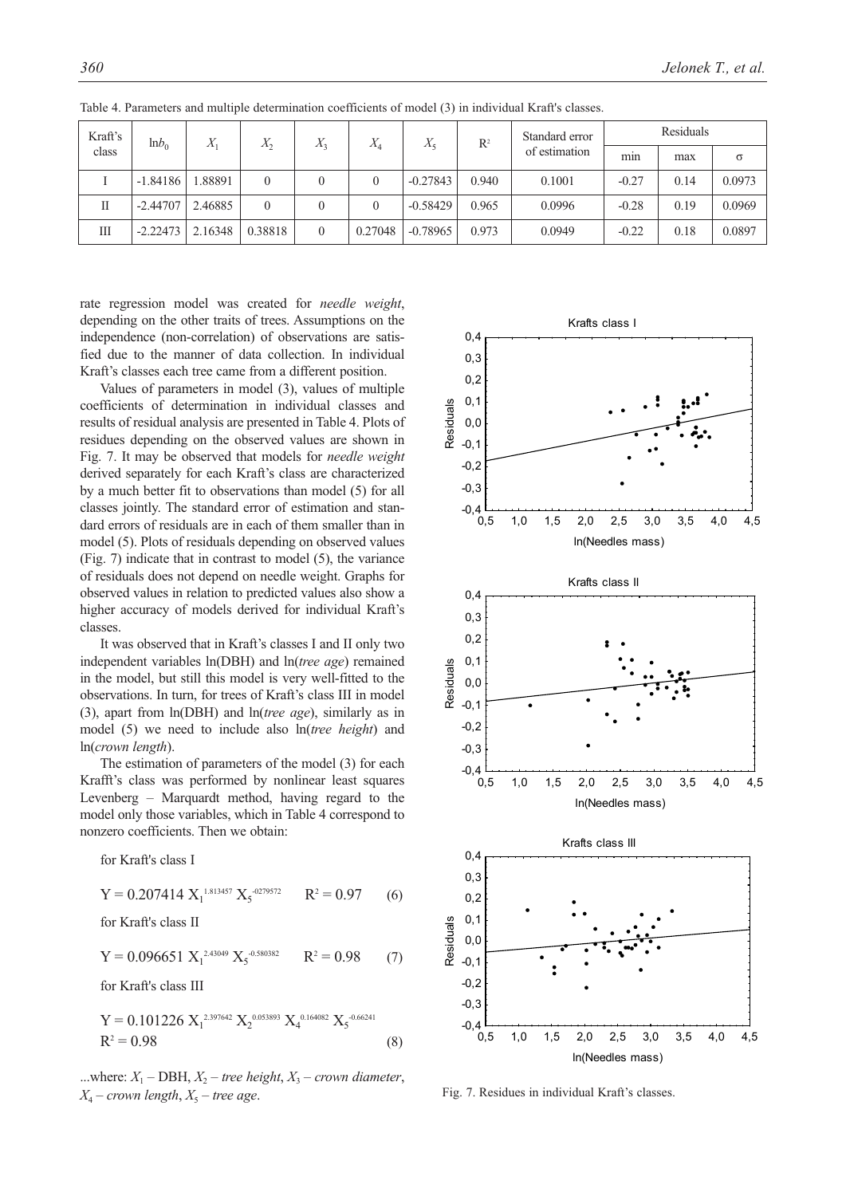Table 4. Parameters and multiple determination coefficients of model (3) in individual Kraft's classes.

| Kraft's class | $\ln b_0$ | $X_1$ | $X_2$ | $X_3$ | $X_4$ | $X_5$ | $R^2$ | Standard error of estimation | Residuals | | |
|---|---|---|---|---|---|---|---|---|---|---|---|
| | | | | | | | | | min | max | σ |
| I | -1.84186 | 1.88891 | 0 | 0 | 0 | -0.27843 | 0.940 | 0.1001 | -0.27 | 0.14 | 0.0973 |
| II | -2.44707 | 2.46885 | 0 | 0 | 0 | -0.58429 | 0.965 | 0.0996 | -0.28 | 0.19 | 0.0969 |
| III | -2.22473 | 2.16348 | 0.38818 | 0 | 0.27048 | -0.78965 | 0.973 | 0.0949 | -0.22 | 0.18 | 0.0897 |

rate regression model was created for *needle weight*, depending on the other traits of trees. Assumptions on the independence (non-correlation) of observations are satisfied due to the manner of data collection. In individual Kraft's classes each tree came from a different position.

Values of parameters in model (3), values of multiple coefficients of determination in individual classes and results of residual analysis are presented in Table 4. Plots of residues depending on the observed values are shown in Fig. 7. It may be observed that models for *needle weight* derived separately for each Kraft's class are characterized by a much better fit to observations than model (5) for all classes jointly. The standard error of estimation and standard errors of residuals are in each of them smaller than in model (5). Plots of residuals depending on observed values (Fig. 7) indicate that in contrast to model (5), the variance of residuals does not depend on needle weight. Graphs for observed values in relation to predicted values also show a higher accuracy of models derived for individual Kraft's classes.

It was observed that in Kraft's classes I and II only two independent variables ln(DBH) and ln(*tree age*) remained in the model, but still this model is very well-fitted to the observations. In turn, for trees of Kraft's class III in model (3), apart from ln(DBH) and ln(*tree age*), similarly as in model (5) we need to include also ln(*tree height*) and ln(*crown length*).

The estimation of parameters of the model (3) for each Krafft's class was performed by nonlinear least squares Levenberg – Marquardt method, having regard to the model only those variables, which in Table 4 correspond to nonzero coefficients. Then we obtain:

for Kraft's class I

$$Y = 0.207414\, X_1^{1.813457}\, X_5^{-0279572} \qquad R^2 = 0.97 \qquad (6)$$

for Kraft's class II

$$Y = 0.096651\, X_1^{2.43049}\, X_5^{-0.580382} \qquad R^2 = 0.98 \qquad (7)$$

for Kraft's class III

$$Y = 0.101226\, X_1^{2.397642}\, X_2^{0.053893}\, X_4^{0.164082}\, X_5^{-0.66241} \qquad R^2 = 0.98 \qquad (8)$$

...where: $X_1$ – DBH, $X_2$ – *tree height*, $X_3$ – *crown diameter*, $X_4$ – *crown length*, $X_5$ – *tree age*.

Fig. 7. Residues in individual Kraft's classes.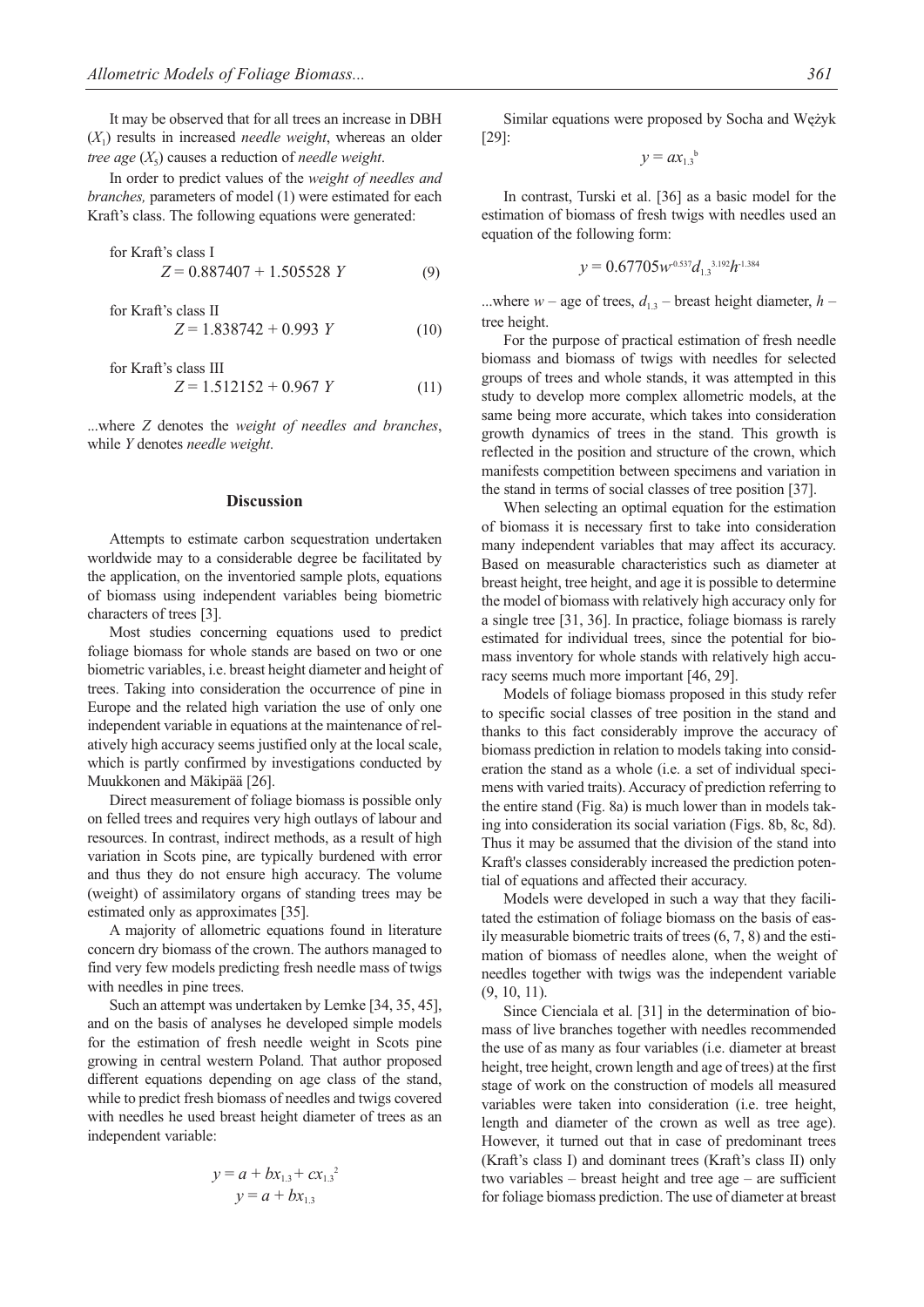It may be observed that for all trees an increase in DBH ($X_1$) results in increased *needle weight*, whereas an older *tree age* ($X_5$) causes a reduction of *needle weight*.

In order to predict values of the *weight of needles and branches,* parameters of model (1) were estimated for each Kraft's class. The following equations were generated:

for Kraft's class I

$$Z = 0.887407 + 1.505528\ Y \tag{9}$$

for Kraft's class II

$$Z = 1.838742 + 0.993\ Y \tag{10}$$

for Kraft's class III

$$Z = 1.512152 + 0.967\ Y \tag{11}$$

...where $Z$ denotes the *weight of needles and branches*, while $Y$ denotes *needle weight*.

## Discussion

Attempts to estimate carbon sequestration undertaken worldwide may to a considerable degree be facilitated by the application, on the inventoried sample plots, equations of biomass using independent variables being biometric characters of trees [3].

Most studies concerning equations used to predict foliage biomass for whole stands are based on two or one biometric variables, i.e. breast height diameter and height of trees. Taking into consideration the occurrence of pine in Europe and the related high variation the use of only one independent variable in equations at the maintenance of relatively high accuracy seems justified only at the local scale, which is partly confirmed by investigations conducted by Muukkonen and Mäkipää [26].

Direct measurement of foliage biomass is possible only on felled trees and requires very high outlays of labour and resources. In contrast, indirect methods, as a result of high variation in Scots pine, are typically burdened with error and thus they do not ensure high accuracy. The volume (weight) of assimilatory organs of standing trees may be estimated only as approximates [35].

A majority of allometric equations found in literature concern dry biomass of the crown. The authors managed to find very few models predicting fresh needle mass of twigs with needles in pine trees.

Such an attempt was undertaken by Lemke [34, 35, 45], and on the basis of analyses he developed simple models for the estimation of fresh needle weight in Scots pine growing in central western Poland. That author proposed different equations depending on age class of the stand, while to predict fresh biomass of needles and twigs covered with needles he used breast height diameter of trees as an independent variable:

$$y = a + bx_{1.3} + cx_{1.3}^{2}$$
$$y = a + bx_{1.3}$$

Similar equations were proposed by Socha and Wężyk [29]:

$$y = ax_{1.3}^{b}$$

In contrast, Turski et al. [36] as a basic model for the estimation of biomass of fresh twigs with needles used an equation of the following form:

$$y = 0.67705w^{-0.537}d_{1.3}^{3.192}h^{-1.384}$$

...where $w$ – age of trees, $d_{1.3}$ – breast height diameter, $h$ – tree height.

For the purpose of practical estimation of fresh needle biomass and biomass of twigs with needles for selected groups of trees and whole stands, it was attempted in this study to develop more complex allometric models, at the same being more accurate, which takes into consideration growth dynamics of trees in the stand. This growth is reflected in the position and structure of the crown, which manifests competition between specimens and variation in the stand in terms of social classes of tree position [37].

When selecting an optimal equation for the estimation of biomass it is necessary first to take into consideration many independent variables that may affect its accuracy. Based on measurable characteristics such as diameter at breast height, tree height, and age it is possible to determine the model of biomass with relatively high accuracy only for a single tree [31, 36]. In practice, foliage biomass is rarely estimated for individual trees, since the potential for biomass inventory for whole stands with relatively high accuracy seems much more important [46, 29].

Models of foliage biomass proposed in this study refer to specific social classes of tree position in the stand and thanks to this fact considerably improve the accuracy of biomass prediction in relation to models taking into consideration the stand as a whole (i.e. a set of individual specimens with varied traits). Accuracy of prediction referring to the entire stand (Fig. 8a) is much lower than in models taking into consideration its social variation (Figs. 8b, 8c, 8d). Thus it may be assumed that the division of the stand into Kraft's classes considerably increased the prediction potential of equations and affected their accuracy.

Models were developed in such a way that they facilitated the estimation of foliage biomass on the basis of easily measurable biometric traits of trees (6, 7, 8) and the estimation of biomass of needles alone, when the weight of needles together with twigs was the independent variable (9, 10, 11).

Since Cienciala et al. [31] in the determination of biomass of live branches together with needles recommended the use of as many as four variables (i.e. diameter at breast height, tree height, crown length and age of trees) at the first stage of work on the construction of models all measured variables were taken into consideration (i.e. tree height, length and diameter of the crown as well as tree age). However, it turned out that in case of predominant trees (Kraft's class I) and dominant trees (Kraft's class II) only two variables – breast height and tree age – are sufficient for foliage biomass prediction. The use of diameter at breast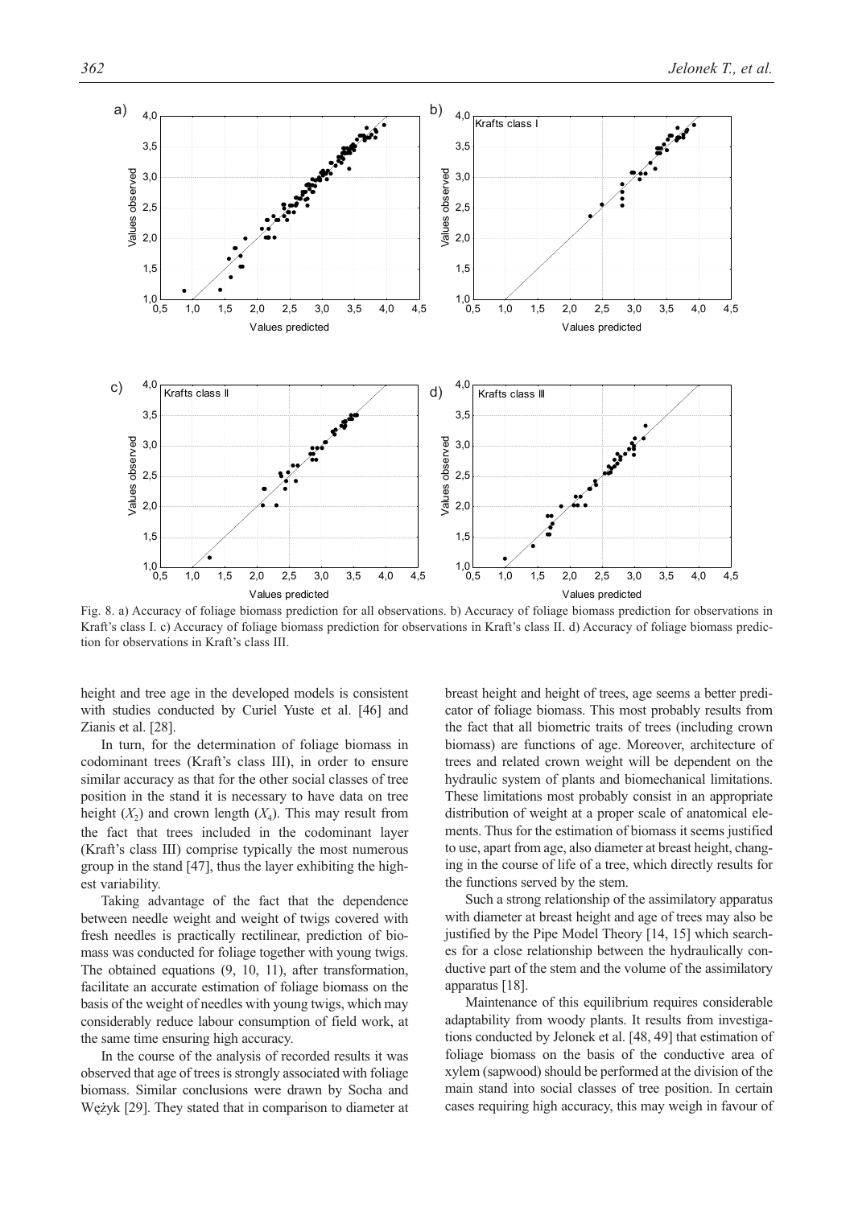Fig. 8. a) Accuracy of foliage biomass prediction for all observations. b) Accuracy of foliage biomass prediction for observations in Kraft's class I. c) Accuracy of foliage biomass prediction for observations in Kraft's class II. d) Accuracy of foliage biomass prediction for observations in Kraft's class III.

height and tree age in the developed models is consistent with studies conducted by Curiel Yuste et al. [46] and Zianis et al. [28].

In turn, for the determination of foliage biomass in codominant trees (Kraft's class III), in order to ensure similar accuracy as that for the other social classes of tree position in the stand it is necessary to have data on tree height ($X_2$) and crown length ($X_4$). This may result from the fact that trees included in the codominant layer (Kraft's class III) comprise typically the most numerous group in the stand [47], thus the layer exhibiting the highest variability.

Taking advantage of the fact that the dependence between needle weight and weight of twigs covered with fresh needles is practically rectilinear, prediction of biomass was conducted for foliage together with young twigs. The obtained equations (9, 10, 11), after transformation, facilitate an accurate estimation of foliage biomass on the basis of the weight of needles with young twigs, which may considerably reduce labour consumption of field work, at the same time ensuring high accuracy.

In the course of the analysis of recorded results it was observed that age of trees is strongly associated with foliage biomass. Similar conclusions were drawn by Socha and Wężyk [29]. They stated that in comparison to diameter at breast height and height of trees, age seems a better predicator of foliage biomass. This most probably results from the fact that all biometric traits of trees (including crown biomass) are functions of age. Moreover, architecture of trees and related crown weight will be dependent on the hydraulic system of plants and biomechanical limitations. These limitations most probably consist in an appropriate distribution of weight at a proper scale of anatomical elements. Thus for the estimation of biomass it seems justified to use, apart from age, also diameter at breast height, changing in the course of life of a tree, which directly results for the functions served by the stem.

Such a strong relationship of the assimilatory apparatus with diameter at breast height and age of trees may also be justified by the Pipe Model Theory [14, 15] which searches for a close relationship between the hydraulically conductive part of the stem and the volume of the assimilatory apparatus [18].

Maintenance of this equilibrium requires considerable adaptability from woody plants. It results from investigations conducted by Jelonek et al. [48, 49] that estimation of foliage biomass on the basis of the conductive area of xylem (sapwood) should be performed at the division of the main stand into social classes of tree position. In certain cases requiring high accuracy, this may weigh in favour of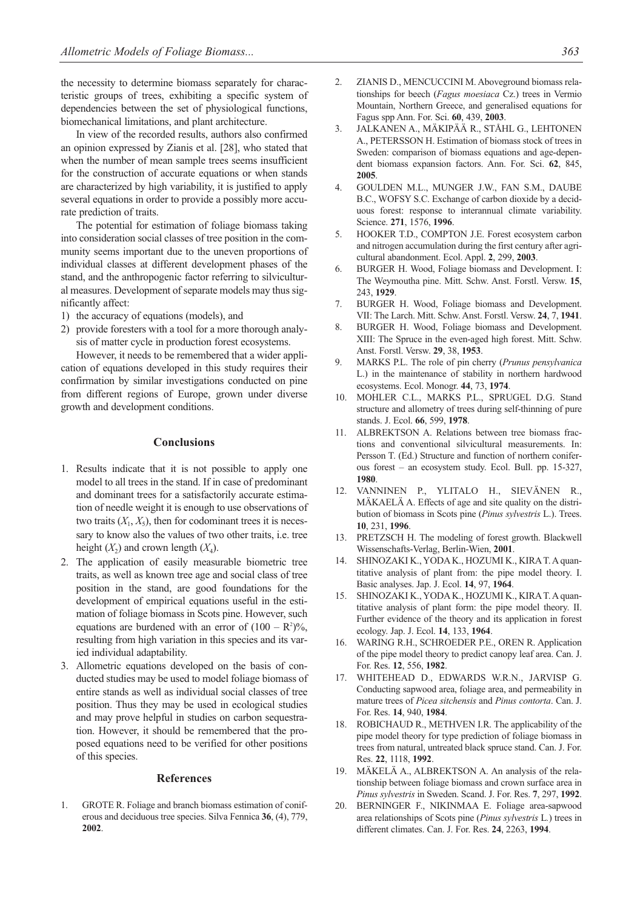the necessity to determine biomass separately for characteristic groups of trees, exhibiting a specific system of dependencies between the set of physiological functions, biomechanical limitations, and plant architecture.

In view of the recorded results, authors also confirmed an opinion expressed by Zianis et al. [28], who stated that when the number of mean sample trees seems insufficient for the construction of accurate equations or when stands are characterized by high variability, it is justified to apply several equations in order to provide a possibly more accurate prediction of traits.

The potential for estimation of foliage biomass taking into consideration social classes of tree position in the community seems important due to the uneven proportions of individual classes at different development phases of the stand, and the anthropogenic factor referring to silvicultural measures. Development of separate models may thus significantly affect:

1) the accuracy of equations (models), and
2) provide foresters with a tool for a more thorough analysis of matter cycle in production forest ecosystems.

However, it needs to be remembered that a wider application of equations developed in this study requires their confirmation by similar investigations conducted on pine from different regions of Europe, grown under diverse growth and development conditions.

## Conclusions

1. Results indicate that it is not possible to apply one model to all trees in the stand. If in case of predominant and dominant trees for a satisfactorily accurate estimation of needle weight it is enough to use observations of two traits ($X_1$, $X_5$), then for codominant trees it is necessary to know also the values of two other traits, i.e. tree height ($X_2$) and crown length ($X_4$).
2. The application of easily measurable biometric tree traits, as well as known tree age and social class of tree position in the stand, are good foundations for the development of empirical equations useful in the estimation of foliage biomass in Scots pine. However, such equations are burdened with an error of $(100 - R^2)\%$, resulting from high variation in this species and its varied individual adaptability.
3. Allometric equations developed on the basis of conducted studies may be used to model foliage biomass of entire stands as well as individual social classes of tree position. Thus they may be used in ecological studies and may prove helpful in studies on carbon sequestration. However, it should be remembered that the proposed equations need to be verified for other positions of this species.

## References

1. GROTE R. Foliage and branch biomass estimation of coniferous and deciduous tree species. Silva Fennica **36**, (4), 779, **2002**.
2. ZIANIS D., MENCUCCINI M. Aboveground biomass relationships for beech (*Fagus moesiaca* Cz.) trees in Vermio Mountain, Northern Greece, and generalised equations for Fagus spp Ann. For. Sci. **60**, 439, **2003**.
3. JALKANEN A., MÄKIPÄÄ R., STÅHL G., LEHTONEN A., PETERSSON H. Estimation of biomass stock of trees in Sweden: comparison of biomass equations and age-dependent biomass expansion factors. Ann. For. Sci. **62**, 845, **2005**.
4. GOULDEN M.L., MUNGER J.W., FAN S.M., DAUBE B.C., WOFSY S.C. Exchange of carbon dioxide by a deciduous forest: response to interannual climate variability. Science. **271**, 1576, **1996**.
5. HOOKER T.D., COMPTON J.E. Forest ecosystem carbon and nitrogen accumulation during the first century after agricultural abandonment. Ecol. Appl. **2**, 299, **2003**.
6. BURGER H. Wood, Foliage biomass and Development. I: The Weymoutha pine. Mitt. Schw. Anst. Forstl. Versw. **15**, 243, **1929**.
7. BURGER H. Wood, Foliage biomass and Development. VII: The Larch. Mitt. Schw. Anst. Forstl. Versw. **24**, 7, **1941**.
8. BURGER H. Wood, Foliage biomass and Development. XIII: The Spruce in the even-aged high forest. Mitt. Schw. Anst. Forstl. Versw. **29**, 38, **1953**.
9. MARKS P.L. The role of pin cherry (*Prunus pensylvanica* L.) in the maintenance of stability in northern hardwood ecosystems. Ecol. Monogr. **44**, 73, **1974**.
10. MOHLER C.L., MARKS P.L., SPRUGEL D.G. Stand structure and allometry of trees during self-thinning of pure stands. J. Ecol. **66**, 599, **1978**.
11. ALBREKTSON A. Relations between tree biomass fractions and conventional silvicultural measurements. In: Persson T. (Ed.) Structure and function of northern coniferous forest – an ecosystem study. Ecol. Bull. pp. 15-327, **1980**.
12. VANNINEN P., YLITALO H., SIEVÄNEN R., MÄKAELÄ A. Effects of age and site quality on the distribution of biomass in Scots pine (*Pinus sylvestris* L.). Trees. **10**, 231, **1996**.
13. PRETZSCH H. The modeling of forest growth. Blackwell Wissenschafts-Verlag, Berlin-Wien, **2001**.
14. SHINOZAKI K., YODA K., HOZUMI K., KIRA T. A quantitative analysis of plant from: the pipe model theory. I. Basic analyses. Jap. J. Ecol. **14**, 97, **1964**.
15. SHINOZAKI K., YODA K., HOZUMI K., KIRA T. A quantitative analysis of plant form: the pipe model theory. II. Further evidence of the theory and its application in forest ecology. Jap. J. Ecol. **14**, 133, **1964**.
16. WARING R.H., SCHROEDER P.E., OREN R. Application of the pipe model theory to predict canopy leaf area. Can. J. For. Res. **12**, 556, **1982**.
17. WHITEHEAD D., EDWARDS W.R.N., JARVISP G. Conducting sapwood area, foliage area, and permeability in mature trees of *Picea sitchensis* and *Pinus contorta*. Can. J. For. Res. **14**, 940, **1984**.
18. ROBICHAUD R., METHVEN I.R. The applicability of the pipe model theory for type prediction of foliage biomass in trees from natural, untreated black spruce stand. Can. J. For. Res. **22**, 1118, **1992**.
19. MÄKELÄ A., ALBREKTSON A. An analysis of the relationship between foliage biomass and crown surface area in *Pinus sylvestris* in Sweden. Scand. J. For. Res. **7**, 297, **1992**.
20. BERNINGER F., NIKINMAA E. Foliage area-sapwood area relationships of Scots pine (*Pinus sylvestris* L.) trees in different climates. Can. J. For. Res. **24**, 2263, **1994**.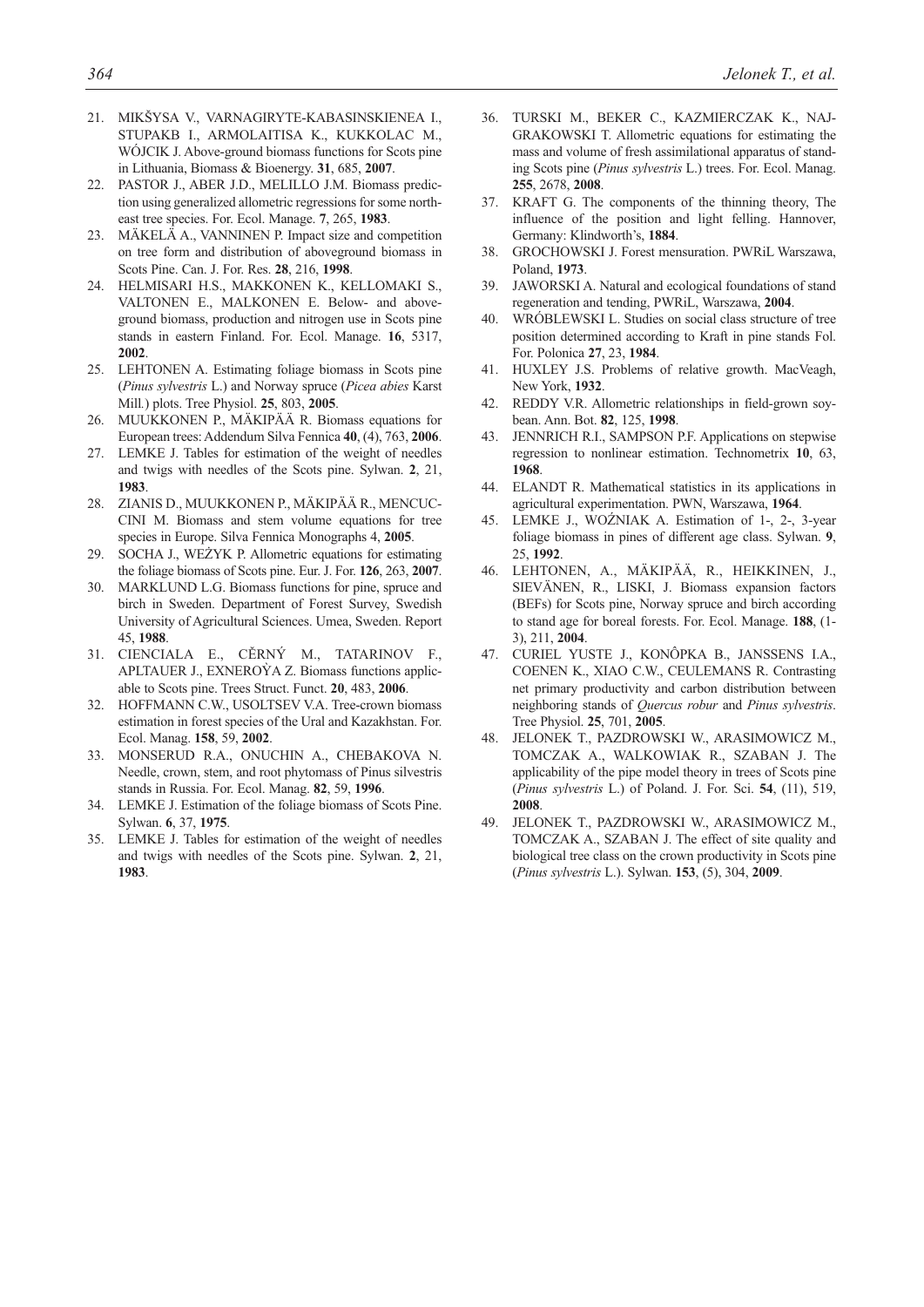21. MIKŠYSA V., VARNAGIRYTE-KABASINSKIENEA I., STUPAKB I., ARMOLAITISA K., KUKKOLAC M., WÓJCIK J. Above-ground biomass functions for Scots pine in Lithuania, Biomass & Bioenergy. **31**, 685, **2007**.
22. PASTOR J., ABER J.D., MELILLO J.M. Biomass prediction using generalized allometric regressions for some northeast tree species. For. Ecol. Manage. **7**, 265, **1983**.
23. MÄKELÄ A., VANNINEN P. Impact size and competition on tree form and distribution of aboveground biomass in Scots Pine. Can. J. For. Res. **28**, 216, **1998**.
24. HELMISARI H.S., MAKKONEN K., KELLOMAKI S., VALTONEN E., MALKONEN E. Below- and above-ground biomass, production and nitrogen use in Scots pine stands in eastern Finland. For. Ecol. Manage. **16**, 5317, **2002**.
25. LEHTONEN A. Estimating foliage biomass in Scots pine (*Pinus sylvestris* L.) and Norway spruce (*Picea abies* Karst Mill.) plots. Tree Physiol. **25**, 803, **2005**.
26. MUUKKONEN P., MÄKIPÄÄ R. Biomass equations for European trees: Addendum Silva Fennica **40**, (4), 763, **2006**.
27. LEMKE J. Tables for estimation of the weight of needles and twigs with needles of the Scots pine. Sylwan. **2**, 21, **1983**.
28. ZIANIS D., MUUKKONEN P., MÄKIPÄÄ R., MENCUCCINI M. Biomass and stem volume equations for tree species in Europe. Silva Fennica Monographs 4, **2005**.
29. SOCHA J., WEŻYK P. Allometric equations for estimating the foliage biomass of Scots pine. Eur. J. For. **126**, 263, **2007**.
30. MARKLUND L.G. Biomass functions for pine, spruce and birch in Sweden. Department of Forest Survey, Swedish University of Agricultural Sciences. Umea, Sweden. Report 45, **1988**.
31. CIENCIALA E., CĚRNÝ M., TATARINOV F., APLTAUER J., EXNEROỲA Z. Biomass functions applicable to Scots pine. Trees Struct. Funct. **20**, 483, **2006**.
32. HOFFMANN C.W., USOLTSEV V.A. Tree-crown biomass estimation in forest species of the Ural and Kazakhstan. For. Ecol. Manag. **158**, 59, **2002**.
33. MONSERUD R.A., ONUCHIN A., CHEBAKOVA N. Needle, crown, stem, and root phytomass of Pinus silvestris stands in Russia. For. Ecol. Manag. **82**, 59, **1996**.
34. LEMKE J. Estimation of the foliage biomass of Scots Pine. Sylwan. **6**, 37, **1975**.
35. LEMKE J. Tables for estimation of the weight of needles and twigs with needles of the Scots pine. Sylwan. **2**, 21, **1983**.
36. TURSKI M., BEKER C., KAZMIERCZAK K., NAJGRAKOWSKI T. Allometric equations for estimating the mass and volume of fresh assimilational apparatus of standing Scots pine (*Pinus sylvestris* L.) trees. For. Ecol. Manag. **255**, 2678, **2008**.
37. KRAFT G. The components of the thinning theory, The influence of the position and light felling. Hannover, Germany: Klindworth's, **1884**.
38. GROCHOWSKI J. Forest mensuration. PWRiL Warszawa, Poland, **1973**.
39. JAWORSKI A. Natural and ecological foundations of stand regeneration and tending, PWRiL, Warszawa, **2004**.
40. WRÓBLEWSKI L. Studies on social class structure of tree position determined according to Kraft in pine stands Fol. For. Polonica **27**, 23, **1984**.
41. HUXLEY J.S. Problems of relative growth. MacVeagh, New York, **1932**.
42. REDDY V.R. Allometric relationships in field-grown soybean. Ann. Bot. **82**, 125, **1998**.
43. JENNRICH R.I., SAMPSON P.F. Applications on stepwise regression to nonlinear estimation. Technometrix **10**, 63, **1968**.
44. ELANDT R. Mathematical statistics in its applications in agricultural experimentation. PWN, Warszawa, **1964**.
45. LEMKE J., WOŹNIAK A. Estimation of 1-, 2-, 3-year foliage biomass in pines of different age class. Sylwan. **9**, 25, **1992**.
46. LEHTONEN, A., MÄKIPÄÄ, R., HEIKKINEN, J., SIEVÄNEN, R., LISKI, J. Biomass expansion factors (BEFs) for Scots pine, Norway spruce and birch according to stand age for boreal forests. For. Ecol. Manage. **188**, (1-3), 211, **2004**.
47. CURIEL YUSTE J., KONÔPKA B., JANSSENS I.A., COENEN K., XIAO C.W., CEULEMANS R. Contrasting net primary productivity and carbon distribution between neighboring stands of *Quercus robur* and *Pinus sylvestris*. Tree Physiol. **25**, 701, **2005**.
48. JELONEK T., PAZDROWSKI W., ARASIMOWICZ M., TOMCZAK A., WALKOWIAK R., SZABAN J. The applicability of the pipe model theory in trees of Scots pine (*Pinus sylvestris* L.) of Poland. J. For. Sci. **54**, (11), 519, **2008**.
49. JELONEK T., PAZDROWSKI W., ARASIMOWICZ M., TOMCZAK A., SZABAN J. The effect of site quality and biological tree class on the crown productivity in Scots pine (*Pinus sylvestris* L.). Sylwan. **153**, (5), 304, **2009**.